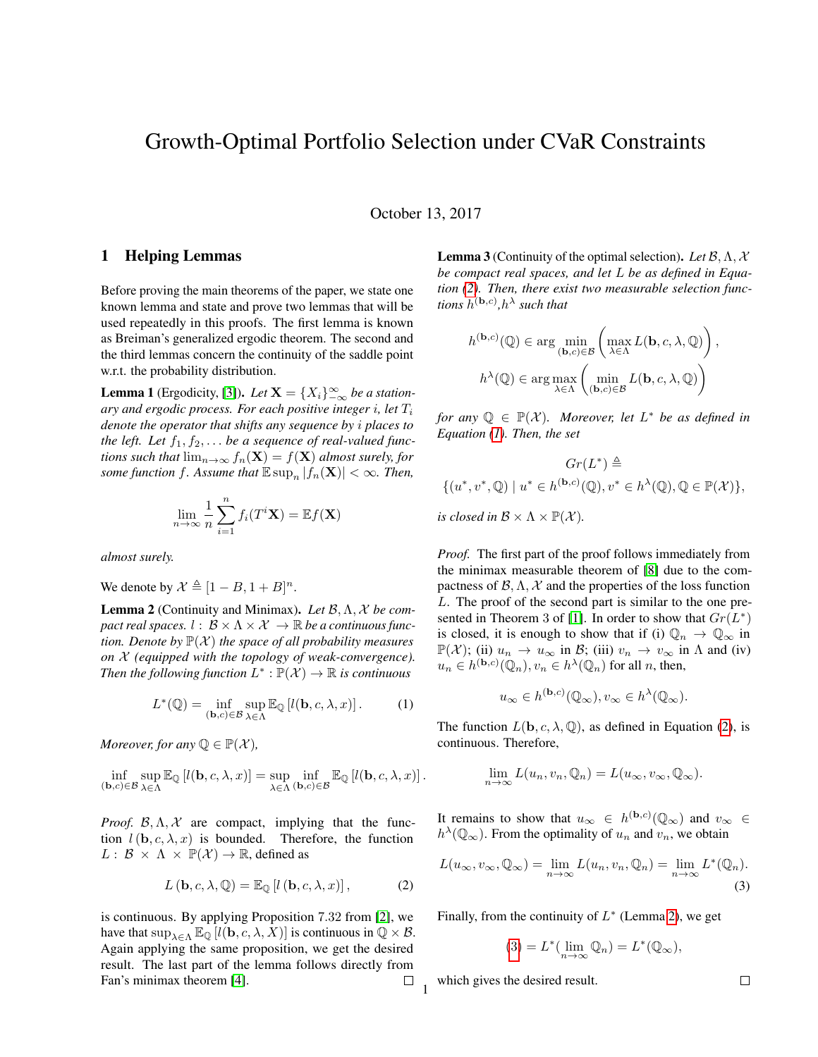# Growth-Optimal Portfolio Selection under CVaR Constraints

October 13, 2017

## 1 Helping Lemmas

Before proving the main theorems of the paper, we state one known lemma and state and prove two lemmas that will be used repeatedly in this proofs. The first lemma is known as Breiman's generalized ergodic theorem. The second and the third lemmas concern the continuity of the saddle point w.r.t. the probability distribution.

**Lemma 1** (Ergodicity, [3]). *Let $\mathbf{X} = \{X_i\}_{-\infty}^{\infty}$ be a stationary and ergodic process. For each positive integer $i$, let $T_i$ denote the operator that shifts any sequence by $i$ places to the left. Let $f_1, f_2, \ldots$ be a sequence of real-valued functions such that $\lim_{n\to\infty} f_n(\mathbf{X}) = f(\mathbf{X})$ almost surely, for some function $f$. Assume that $\mathbb{E}\sup_n |f_n(\mathbf{X})| < \infty$. Then,*

$$\lim_{n\to\infty} \frac{1}{n}\sum_{i=1}^{n} f_i(T^i\mathbf{X}) = \mathbb{E}f(\mathbf{X})$$

*almost surely.*

We denote by $\mathcal{X} \triangleq [1-B, 1+B]^n$.

**Lemma 2** (Continuity and Minimax). *Let $\mathcal{B}, \Lambda, \mathcal{X}$ be compact real spaces. $l: \mathcal{B}\times\Lambda\times\mathcal{X} \to \mathbb{R}$ be a continuous function. Denote by $\mathbb{P}(\mathcal{X})$ the space of all probability measures on $\mathcal{X}$ (equipped with the topology of weak-convergence). Then the following function $L^*: \mathbb{P}(\mathcal{X}) \to \mathbb{R}$ is continuous*

$$L^*(\mathbb{Q}) = \inf_{(\mathbf{b},c)\in\mathcal{B}} \sup_{\lambda\in\Lambda} \mathbb{E}_{\mathbb{Q}}\left[l(\mathbf{b}, c, \lambda, x)\right]. \tag{1}$$

*Moreover, for any $\mathbb{Q} \in \mathbb{P}(\mathcal{X})$,*

$$\inf_{(\mathbf{b},c)\in\mathcal{B}} \sup_{\lambda\in\Lambda} \mathbb{E}_{\mathbb{Q}}\left[l(\mathbf{b}, c, \lambda, x)\right] = \sup_{\lambda\in\Lambda} \inf_{(\mathbf{b},c)\in\mathcal{B}} \mathbb{E}_{\mathbb{Q}}\left[l(\mathbf{b}, c, \lambda, x)\right].$$

*Proof.* $\mathcal{B}, \Lambda, \mathcal{X}$ are compact, implying that the function $l(\mathbf{b}, c, \lambda, x)$ is bounded. Therefore, the function $L: \mathcal{B}\times\Lambda\times\mathbb{P}(\mathcal{X}) \to \mathbb{R}$, defined as

$$L(\mathbf{b}, c, \lambda, \mathbb{Q}) = \mathbb{E}_{\mathbb{Q}}\left[l(\mathbf{b}, c, \lambda, x)\right], \tag{2}$$

is continuous. By applying Proposition 7.32 from [2], we have that $\sup_{\lambda\in\Lambda} \mathbb{E}_{\mathbb{Q}}\left[l(\mathbf{b}, c, \lambda, X)\right]$ is continuous in $\mathbb{Q}\times\mathcal{B}$. Again applying the same proposition, we get the desired result. The last part of the lemma follows directly from Fan's minimax theorem [4]. $\square$

**Lemma 3** (Continuity of the optimal selection). *Let $\mathcal{B}, \Lambda, \mathcal{X}$ be compact real spaces, and let $L$ be as defined in Equation (2). Then, there exist two measurable selection functions $h^{(\mathbf{b},c)}, h^{\lambda}$ such that*

$$h^{(\mathbf{b},c)}(\mathbb{Q}) \in \arg\min_{(\mathbf{b},c)\in\mathcal{B}} \left(\max_{\lambda\in\Lambda} L(\mathbf{b}, c, \lambda, \mathbb{Q})\right),$$

$$h^{\lambda}(\mathbb{Q}) \in \arg\max_{\lambda\in\Lambda} \left(\min_{(\mathbf{b},c)\in\mathcal{B}} L(\mathbf{b}, c, \lambda, \mathbb{Q})\right)$$

*for any $\mathbb{Q} \in \mathbb{P}(\mathcal{X})$. Moreover, let $L^*$ be as defined in Equation (1). Then, the set*

$$Gr(L^*) \triangleq$$
$$\{(u^*, v^*, \mathbb{Q}) \mid u^* \in h^{(\mathbf{b},c)}(\mathbb{Q}), v^* \in h^{\lambda}(\mathbb{Q}), \mathbb{Q} \in \mathbb{P}(\mathcal{X})\},$$

*is closed in $\mathcal{B}\times\Lambda\times\mathbb{P}(\mathcal{X})$.*

*Proof.* The first part of the proof follows immediately from the minimax measurable theorem of [8] due to the compactness of $\mathcal{B}, \Lambda, \mathcal{X}$ and the properties of the loss function $L$. The proof of the second part is similar to the one presented in Theorem 3 of [1]. In order to show that $Gr(L^*)$ is closed, it is enough to show that if (i) $\mathbb{Q}_n \to \mathbb{Q}_\infty$ in $\mathbb{P}(\mathcal{X})$; (ii) $u_n \to u_\infty$ in $\mathcal{B}$; (iii) $v_n \to v_\infty$ in $\Lambda$ and (iv) $u_n \in h^{(\mathbf{b},c)}(\mathbb{Q}_n), v_n \in h^{\lambda}(\mathbb{Q}_n)$ for all $n$, then,

$$u_\infty \in h^{(\mathbf{b},c)}(\mathbb{Q}_\infty), v_\infty \in h^{\lambda}(\mathbb{Q}_\infty).$$

The function $L(\mathbf{b}, c, \lambda, \mathbb{Q})$, as defined in Equation (2), is continuous. Therefore,

$$\lim_{n\to\infty} L(u_n, v_n, \mathbb{Q}_n) = L(u_\infty, v_\infty, \mathbb{Q}_\infty).$$

It remains to show that $u_\infty \in h^{(\mathbf{b},c)}(\mathbb{Q}_\infty)$ and $v_\infty \in h^{\lambda}(\mathbb{Q}_\infty)$. From the optimality of $u_n$ and $v_n$, we obtain

$$L(u_\infty, v_\infty, \mathbb{Q}_\infty) = \lim_{n\to\infty} L(u_n, v_n, \mathbb{Q}_n) = \lim_{n\to\infty} L^*(\mathbb{Q}_n). \tag{3}$$

Finally, from the continuity of $L^*$ (Lemma 2), we get

$$(3) = L^*(\lim_{n\to\infty} \mathbb{Q}_n) = L^*(\mathbb{Q}_\infty),$$

which gives the desired result. $\square$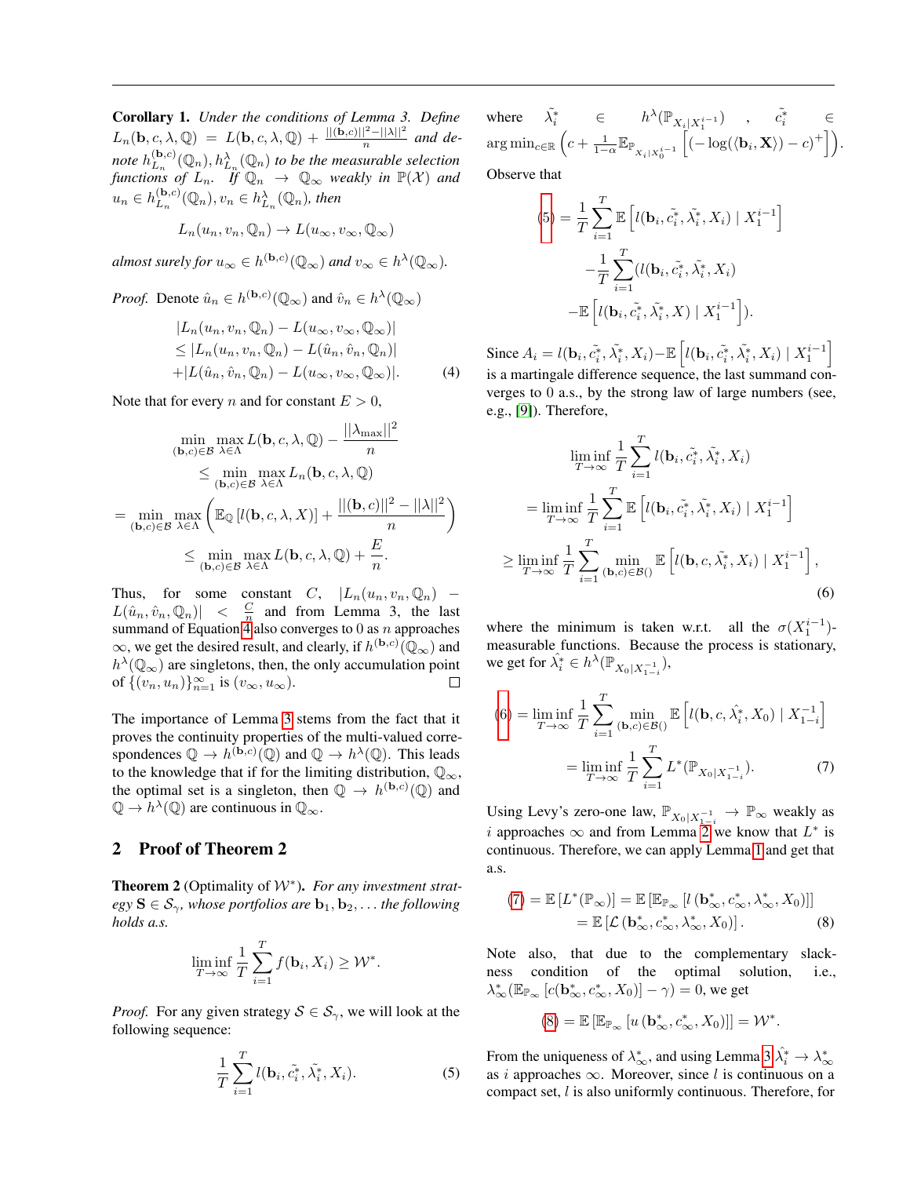**Corollary 1.** *Under the conditions of Lemma 3. Define* $L_n(\mathbf{b}, c, \lambda, \mathbb{Q}) = L(\mathbf{b}, c, \lambda, \mathbb{Q}) + \frac{||(\mathbf{b},c)||^2 - ||\lambda||^2}{n}$ *and denote* $h^{(\mathbf{b},c)}_{L_n}(\mathbb{Q}_n), h^{\lambda}_{L_n}(\mathbb{Q}_n)$ *to be the measurable selection functions of* $L_n$*. If* $\mathbb{Q}_n \to \mathbb{Q}_\infty$ *weakly in* $\mathbb{P}(\mathcal{X})$ *and* $u_n \in h^{(\mathbf{b},c)}_{L_n}(\mathbb{Q}_n), v_n \in h^{\lambda}_{L_n}(\mathbb{Q}_n)$*, then*

$$L_n(u_n, v_n, \mathbb{Q}_n) \to L(u_\infty, v_\infty, \mathbb{Q}_\infty)$$

*almost surely for* $u_\infty \in h^{(\mathbf{b},c)}(\mathbb{Q}_\infty)$ *and* $v_\infty \in h^{\lambda}(\mathbb{Q}_\infty)$*.*

*Proof.* Denote $\hat{u}_n \in h^{(\mathbf{b},c)}(\mathbb{Q}_\infty)$ and $\hat{v}_n \in h^{\lambda}(\mathbb{Q}_\infty)$

$$\begin{aligned} &|L_n(u_n, v_n, \mathbb{Q}_n) - L(u_\infty, v_\infty, \mathbb{Q}_\infty)| \\ &\leq |L_n(u_n, v_n, \mathbb{Q}_n) - L(\hat{u}_n, \hat{v}_n, \mathbb{Q}_n)| \\ &+ |L(\hat{u}_n, \hat{v}_n, \mathbb{Q}_n) - L(u_\infty, v_\infty, \mathbb{Q}_\infty)|. \end{aligned} \tag{4}$$

Note that for every $n$ and for constant $E > 0$,

$$\begin{aligned} &\min_{(\mathbf{b},c)\in\mathcal{B}} \max_{\lambda\in\Lambda} L(\mathbf{b}, c, \lambda, \mathbb{Q}) - \frac{||\lambda_{\max}||^2}{n} \\ &\leq \min_{(\mathbf{b},c)\in\mathcal{B}} \max_{\lambda\in\Lambda} L_n(\mathbf{b}, c, \lambda, \mathbb{Q}) \\ &= \min_{(\mathbf{b},c)\in\mathcal{B}} \max_{\lambda\in\Lambda} \left( \mathbb{E}_{\mathbb{Q}}\left[l(\mathbf{b}, c, \lambda, X)\right] + \frac{||(\mathbf{b}, c)||^2 - ||\lambda||^2}{n} \right) \\ &\leq \min_{(\mathbf{b},c)\in\mathcal{B}} \max_{\lambda\in\Lambda} L(\mathbf{b}, c, \lambda, \mathbb{Q}) + \frac{E}{n}. \end{aligned}$$

Thus, for some constant $C$, $|L_n(u_n, v_n, \mathbb{Q}_n) - L(\hat{u}_n, \hat{v}_n, \mathbb{Q}_n)| < \frac{C}{n}$ and from Lemma 3, the last summand of Equation 4 also converges to 0 as $n$ approaches $\infty$, we get the desired result, and clearly, if $h^{(\mathbf{b},c)}(\mathbb{Q}_\infty)$ and $h^{\lambda}(\mathbb{Q}_\infty)$ are singletons, then, the only accumulation point of $\{(v_n, u_n)\}_{n=1}^{\infty}$ is $(v_\infty, u_\infty)$. □

The importance of Lemma 3 stems from the fact that it proves the continuity properties of the multi-valued correspondences $\mathbb{Q} \to h^{(\mathbf{b},c)}(\mathbb{Q})$ and $\mathbb{Q} \to h^{\lambda}(\mathbb{Q})$. This leads to the knowledge that if for the limiting distribution, $\mathbb{Q}_\infty$, the optimal set is a singleton, then $\mathbb{Q} \to h^{(\mathbf{b},c)}(\mathbb{Q})$ and $\mathbb{Q} \to h^{\lambda}(\mathbb{Q})$ are continuous in $\mathbb{Q}_\infty$.

## 2 Proof of Theorem 2

**Theorem 2** (Optimality of $\mathcal{W}^*$)**.** *For any investment strategy* $\mathbf{S} \in \mathcal{S}_\gamma$*, whose portfolios are* $\mathbf{b}_1, \mathbf{b}_2, \ldots$ *the following holds a.s.*

$$\liminf_{T\to\infty} \frac{1}{T} \sum_{i=1}^{T} f(\mathbf{b}_i, X_i) \geq \mathcal{W}^*.$$

*Proof.* For any given strategy $\mathcal{S} \in \mathcal{S}_\gamma$, we will look at the following sequence:

$$\frac{1}{T} \sum_{i=1}^{T} l(\mathbf{b}_i, \tilde{c}_i^*, \tilde{\lambda}_i^*, X_i). \tag{5}$$

where $\tilde{\lambda}_i^* \in h^{\lambda}(\mathbb{P}_{X_i|X_1^{i-1}})$, $\tilde{c}_i^* \in \arg\min_{c\in\mathbb{R}} \left( c + \frac{1}{1-\alpha} \mathbb{E}_{\mathbb{P}_{X_i|X_0^{i-1}}} \left[ (-\log(\langle \mathbf{b}_i, \mathbf{X} \rangle) - c)^+ \right] \right)$.

Observe that

$$\begin{aligned} (5) &= \frac{1}{T} \sum_{i=1}^{T} \mathbb{E}\left[ l(\mathbf{b}_i, \tilde{c}_i^*, \tilde{\lambda}_i^*, X) \mid X_1^{i-1} \right] \\ &- \frac{1}{T} \sum_{i=1}^{T} (l(\mathbf{b}_i, \tilde{c}_i^*, \tilde{\lambda}_i^*, X_i) \\ &- \mathbb{E}\left[ l(\mathbf{b}_i, \tilde{c}_i^*, \tilde{\lambda}_i^*, X) \mid X_1^{i-1} \right]). \end{aligned}$$

Since $A_i = l(\mathbf{b}_i, \tilde{c}_i^*, \tilde{\lambda}_i^*, X_i) - \mathbb{E}\left[ l(\mathbf{b}_i, \tilde{c}_i^*, \tilde{\lambda}_i^*, X_i) \mid X_1^{i-1} \right]$ is a martingale difference sequence, the last summand converges to 0 a.s., by the strong law of large numbers (see, e.g., [9]). Therefore,

$$\begin{aligned} &\liminf_{T\to\infty} \frac{1}{T} \sum_{i=1}^{T} l(\mathbf{b}_i, \tilde{c}_i^*, \tilde{\lambda}_i^*, X_i) \\ &= \liminf_{T\to\infty} \frac{1}{T} \sum_{i=1}^{T} \mathbb{E}\left[ l(\mathbf{b}_i, \tilde{c}_i^*, \tilde{\lambda}_i^*, X_i) \mid X_1^{i-1} \right] \\ &\geq \liminf_{T\to\infty} \frac{1}{T} \sum_{i=1}^{T} \min_{(\mathbf{b},c)\in\mathcal{B}()} \mathbb{E}\left[ l(\mathbf{b}, c, \tilde{\lambda}_i^*, X_i) \mid X_1^{i-1} \right], \end{aligned} \tag{6}$$

where the minimum is taken w.r.t. all the $\sigma(X_1^{i-1})$-measurable functions. Because the process is stationary, we get for $\hat{\lambda}_i^* \in h^{\lambda}(\mathbb{P}_{X_0|X_{1-i}^{-1}})$,

$$\begin{aligned} (6) &= \liminf_{T\to\infty} \frac{1}{T} \sum_{i=1}^{T} \min_{(\mathbf{b},c)\in\mathcal{B}()} \mathbb{E}\left[ l(\mathbf{b}, c, \hat{\lambda}_i^*, X_0) \mid X_{1-i}^{-1} \right] \\ &= \liminf_{T\to\infty} \frac{1}{T} \sum_{i=1}^{T} L^*(\mathbb{P}_{X_0|X_{1-i}^{-1}}). \end{aligned} \tag{7}$$

Using Levy's zero-one law, $\mathbb{P}_{X_0|X_{1-i}^{-1}} \to \mathbb{P}_\infty$ weakly as $i$ approaches $\infty$ and from Lemma 2 we know that $L^*$ is continuous. Therefore, we can apply Lemma 1 and get that a.s.

$$\begin{aligned} (7) &= \mathbb{E}\left[L^*(\mathbb{P}_\infty)\right] = \mathbb{E}\left[\mathbb{E}_{\mathbb{P}_\infty}\left[l\left(\mathbf{b}_\infty^*, c_\infty^*, \lambda_\infty^*, X_0\right)\right]\right] \\ &= \mathbb{E}\left[\mathcal{L}\left(\mathbf{b}_\infty^*, c_\infty^*, \lambda_\infty^*, X_0\right)\right]. \end{aligned} \tag{8}$$

Note also, that due to the complementary slackness condition of the optimal solution, i.e., $\lambda_\infty^*(\mathbb{E}_{\mathbb{P}_\infty}\left[c(\mathbf{b}_\infty^*, c_\infty^*, X_0)\right] - \gamma) = 0$, we get

$$(8) = \mathbb{E}\left[\mathbb{E}_{\mathbb{P}_\infty}\left[u\left(\mathbf{b}_\infty^*, c_\infty^*, X_0\right)\right]\right] = \mathcal{W}^*.$$

From the uniqueness of $\lambda_\infty^*$, and using Lemma 3 $\hat{\lambda}_i^* \to \lambda_\infty^*$ as $i$ approaches $\infty$. Moreover, since $l$ is continuous on a compact set, $l$ is also uniformly continuous. Therefore, for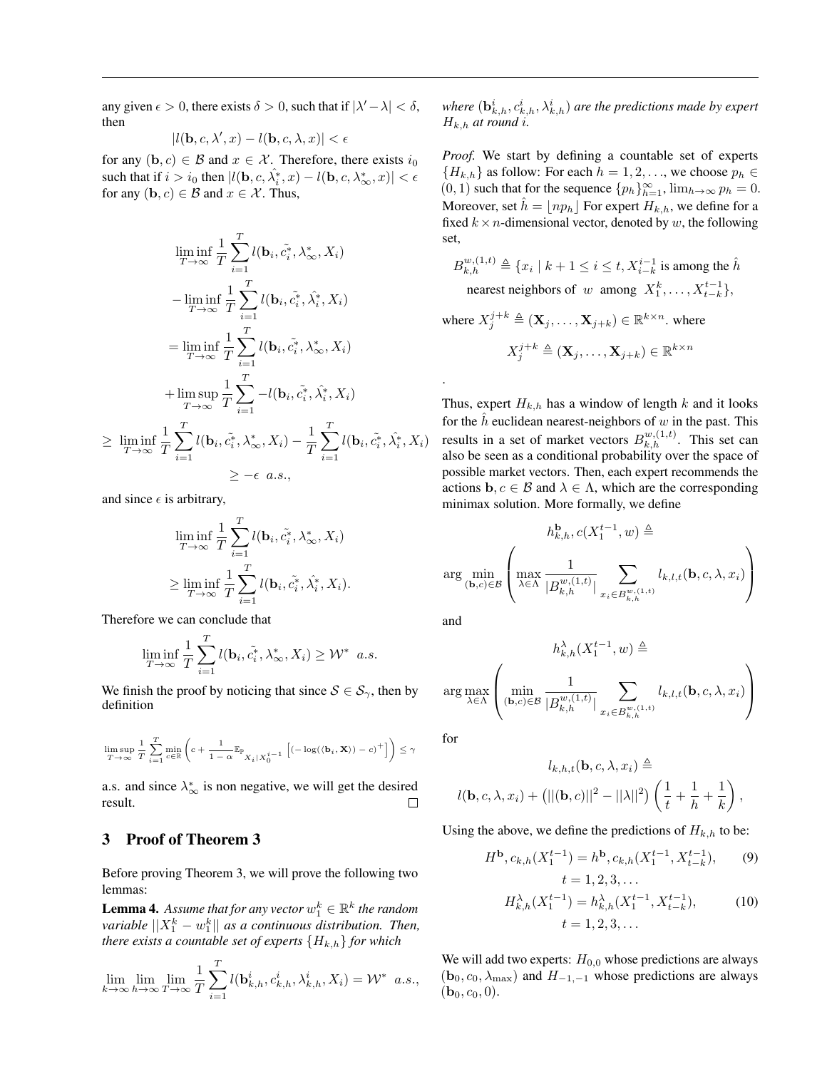any given $\epsilon > 0$, there exists $\delta > 0$, such that if $|\lambda' - \lambda| < \delta$, then

$$|l(\mathbf{b}, c, \lambda', x) - l(\mathbf{b}, c, \lambda, x)| < \epsilon$$

for any $(\mathbf{b}, c) \in \mathcal{B}$ and $x \in \mathcal{X}$. Therefore, there exists $i_0$ such that if $i > i_0$ then $|l(\mathbf{b}, c, \hat{\lambda}_i^*, x) - l(\mathbf{b}, c, \lambda_\infty^*, x)| < \epsilon$ for any $(\mathbf{b}, c) \in \mathcal{B}$ and $x \in \mathcal{X}$. Thus,

$$\begin{aligned}
&\liminf_{T\to\infty} \frac{1}{T} \sum_{i=1}^{T} l(\mathbf{b}_i, \tilde{c_i^*}, \lambda_\infty^*, X_i) \\
&- \liminf_{T\to\infty} \frac{1}{T} \sum_{i=1}^{T} l(\mathbf{b}_i, \tilde{c_i^*}, \hat{\lambda}_i^*, X_i) \\
&= \liminf_{T\to\infty} \frac{1}{T} \sum_{i=1}^{T} l(\mathbf{b}_i, \tilde{c_i^*}, \lambda_\infty^*, X_i) \\
&+ \limsup_{T\to\infty} \frac{1}{T} \sum_{i=1}^{T} -l(\mathbf{b}_i, \tilde{c_i^*}, \hat{\lambda}_i^*, X_i) \\
\geq\ & \liminf_{T\to\infty} \frac{1}{T} \sum_{i=1}^{T} l(\mathbf{b}_i, \tilde{c_i^*}, \lambda_\infty^*, X_i) - \frac{1}{T} \sum_{i=1}^{T} l(\mathbf{b}_i, \tilde{c_i^*}, \hat{\lambda}_i^*, X_i) \\
&\geq -\epsilon \ \ a.s.,
\end{aligned}$$

and since $\epsilon$ is arbitrary,

$$\begin{aligned}
&\liminf_{T\to\infty} \frac{1}{T} \sum_{i=1}^{T} l(\mathbf{b}_i, \tilde{c_i^*}, \lambda_\infty^*, X_i) \\
&\geq \liminf_{T\to\infty} \frac{1}{T} \sum_{i=1}^{T} l(\mathbf{b}_i, \tilde{c_i^*}, \hat{\lambda}_i^*, X_i).
\end{aligned}$$

Therefore we can conclude that

$$\liminf_{T\to\infty} \frac{1}{T} \sum_{i=1}^{T} l(\mathbf{b}_i, \tilde{c_i^*}, \lambda_\infty^*, X_i) \geq \mathcal{W}^* \ \ a.s.$$

We finish the proof by noticing that since $\mathcal{S} \in \mathcal{S}_\gamma$, then by definition

$$\limsup_{T\to\infty} \frac{1}{T} \sum_{i=1}^{T} \min_{c\in\mathbb{R}} \left( c + \frac{1}{1-\alpha} \mathbb{E}_{\mathbb{P}_{X_i|X_0^{i-1}}} \left[ (-\log(\langle \mathbf{b}_i, \mathbf{X} \rangle) - c)^+ \right] \right) \leq \gamma$$

a.s. and since $\lambda_\infty^*$ is non negative, we will get the desired result. $\square$

## 3 Proof of Theorem 3

Before proving Theorem 3, we will prove the following two lemmas:

**Lemma 4.** *Assume that for any vector $w_1^k \in \mathbb{R}^k$ the random variable $||X_1^k - w_1^k||$ as a continuous distribution. Then, there exists a countable set of experts $\{H_{k,h}\}$ for which*

$$\lim_{k\to\infty} \lim_{h\to\infty} \lim_{T\to\infty} \frac{1}{T} \sum_{i=1}^{T} l(\mathbf{b}_{k,h}^i, c_{k,h}^i, \lambda_{k,h}^i, X_i) = \mathcal{W}^* \ \ a.s.,$$

*where $(\mathbf{b}_{k,h}^i, c_{k,h}^i, \lambda_{k,h}^i)$ are the predictions made by expert $H_{k,h}$ at round $i$.*

*Proof.* We start by defining a countable set of experts $\{H_{k,h}\}$ as follow: For each $h = 1, 2, \ldots$, we choose $p_h \in (0, 1)$ such that for the sequence $\{p_h\}_{h=1}^{\infty}$, $\lim_{h\to\infty} p_h = 0$. Moreover, set $\hat{h} = \lfloor np_h \rfloor$ For expert $H_{k,h}$, we define for a fixed $k \times n$-dimensional vector, denoted by $w$, the following set,

$$\begin{aligned}
B_{k,h}^{w,(1,t)} \triangleq \{x_i \mid k+1 \leq i \leq t, X_{i-k}^{i-1} \text{ is among the } \hat{h} \\
\text{nearest neighbors of } w \text{ among } X_1^k, \ldots, X_{t-k}^{t-1}\},
\end{aligned}$$

where $X_j^{j+k} \triangleq (\mathbf{X}_j, \ldots, \mathbf{X}_{j+k}) \in \mathbb{R}^{k\times n}$. where

$$X_j^{j+k} \triangleq (\mathbf{X}_j, \ldots, \mathbf{X}_{j+k}) \in \mathbb{R}^{k\times n}$$

.

Thus, expert $H_{k,h}$ has a window of length $k$ and it looks for the $\hat{h}$ euclidean nearest-neighbors of $w$ in the past. This results in a set of market vectors $B_{k,h}^{w,(1,t)}$. This set can also be seen as a conditional probability over the space of possible market vectors. Then, each expert recommends the actions $\mathbf{b}, c \in \mathcal{B}$ and $\lambda \in \Lambda$, which are the corresponding minimax solution. More formally, we define

$$h_{k,h}^{\mathbf{b}}, c(X_1^{t-1}, w) \triangleq$$

$$\arg\min_{(\mathbf{b},c)\in\mathcal{B}} \left( \max_{\lambda\in\Lambda} \frac{1}{|B_{k,h}^{w,(1,t)}|} \sum_{x_i \in B_{k,h}^{w,(1,t)}} l_{k,l,t}(\mathbf{b}, c, \lambda, x_i) \right)$$

and

$$h_{k,h}^{\lambda}(X_1^{t-1}, w) \triangleq$$

$$\arg\max_{\lambda\in\Lambda} \left( \min_{(\mathbf{b},c)\in\mathcal{B}} \frac{1}{|B_{k,h}^{w,(1,t)}|} \sum_{x_i \in B_{k,h}^{w,(1,t)}} l_{k,l,t}(\mathbf{b}, c, \lambda, x_i) \right)$$

for

$$l_{k,h,t}(\mathbf{b}, c, \lambda, x_i) \triangleq$$

$$l(\mathbf{b}, c, \lambda, x_i) + \left( ||(\mathbf{b}, c)||^2 - ||\lambda||^2 \right) \left( \frac{1}{t} + \frac{1}{h} + \frac{1}{k} \right),$$

Using the above, we define the predictions of $H_{k,h}$ to be:

$$H^{\mathbf{b}}, c_{k,h}(X_1^{t-1}) = h^{\mathbf{b}}, c_{k,h}(X_1^{t-1}, X_{t-k}^{t-1}), \quad t = 1, 2, 3, \ldots \tag{9}$$

$$H_{k,h}^{\lambda}(X_1^{t-1}) = h_{k,h}^{\lambda}(X_1^{t-1}, X_{t-k}^{t-1}), \quad t = 1, 2, 3, \ldots \tag{10}$$

We will add two experts: $H_{0,0}$ whose predictions are always $(\mathbf{b}_0, c_0, \lambda_{\max})$ and $H_{-1,-1}$ whose predictions are always $(\mathbf{b}_0, c_0, 0)$.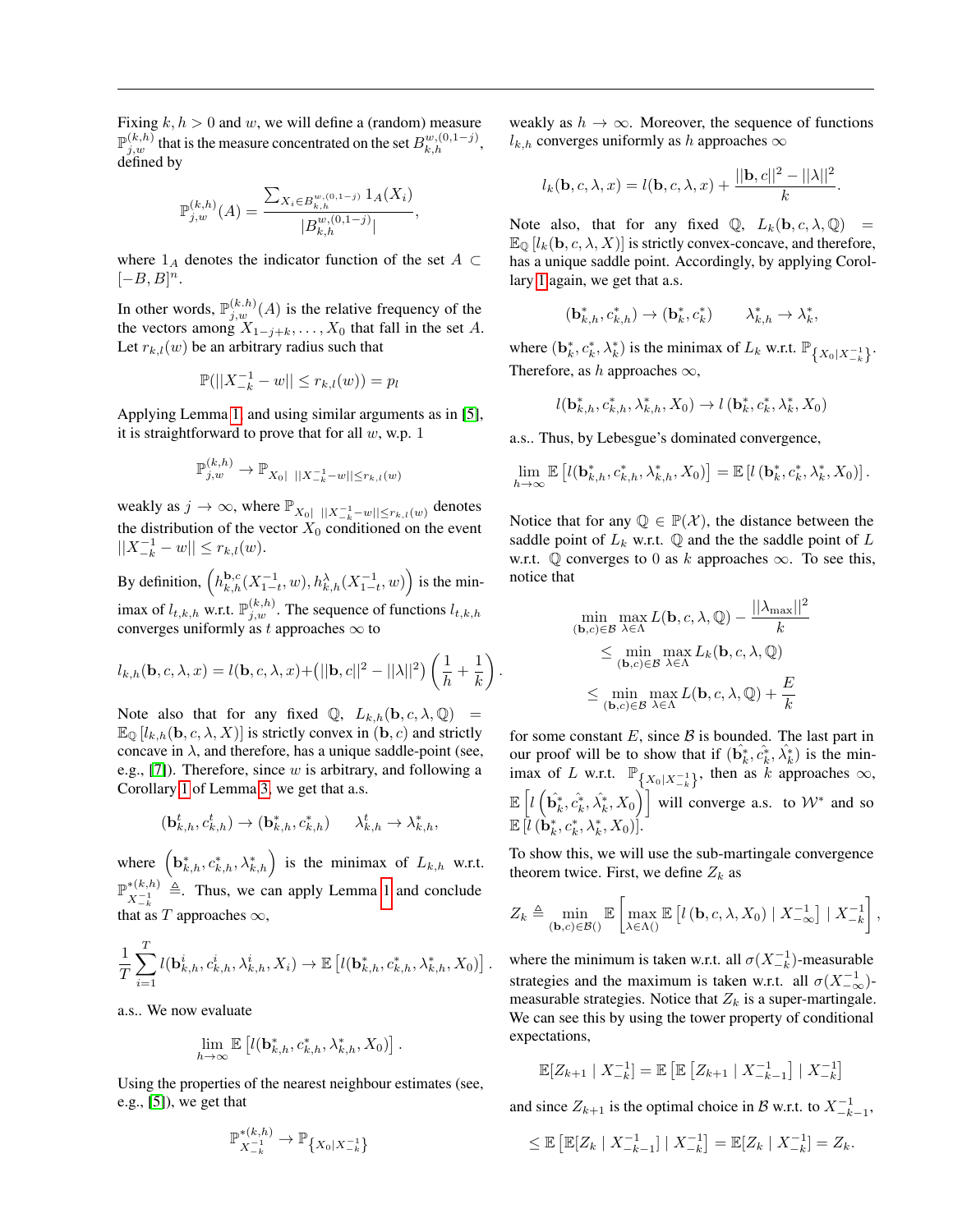Fixing $k, h > 0$ and $w$, we will define a (random) measure $\mathbb{P}^{(k,h)}_{j,w}$ that is the measure concentrated on the set $B^{w,(0,1-j)}_{k,h}$, defined by

$$\mathbb{P}^{(k,h)}_{j,w}(A) = \frac{\sum_{X_i \in B^{w,(0,1-j)}_{k,h}} 1_A(X_i)}{|B^{w,(0,1-j)}_{k,h}|},$$

where $1_A$ denotes the indicator function of the set $A \subset [-B, B]^n$.

In other words, $\mathbb{P}^{(k.h)}_{j,w}(A)$ is the relative frequency of the the vectors among $X_{1-j+k}, \ldots, X_0$ that fall in the set $A$. Let $r_{k,l}(w)$ be an arbitrary radius such that

$$\mathbb{P}(||X^{-1}_{-k} - w|| \le r_{k,l}(w)) = p_l$$

Applying Lemma 1, and using similar arguments as in [5], it is straightforward to prove that for all $w$, w.p. 1

$$\mathbb{P}^{(k,h)}_{j,w} \to \mathbb{P}_{X_0| \ ||X^{-1}_{-k} - w|| \le r_{k,l}(w)}$$

weakly as $j \to \infty$, where $\mathbb{P}_{X_0| \ ||X^{-1}_{-k} - w|| \le r_{k,l}(w)}$ denotes the distribution of the vector $X_0$ conditioned on the event $||X^{-1}_{-k} - w|| \le r_{k,l}(w)$.

By definition, $\left(h^{\mathbf{b},c}_{k,h}(X^{-1}_{1-t}, w), h^{\lambda}_{k,h}(X^{-1}_{1-t}, w)\right)$ is the minimax of $l_{t,k,h}$ w.r.t. $\mathbb{P}^{(k,h)}_{j,w}$. The sequence of functions $l_{t,k,h}$ converges uniformly as $t$ approaches $\infty$ to

$$l_{k,h}(\mathbf{b}, c, \lambda, x) = l(\mathbf{b}, c, \lambda, x) + (||\mathbf{b}, c||^2 - ||\lambda||^2)\left(\frac{1}{h} + \frac{1}{k}\right).$$

Note also that for any fixed $\mathbb{Q}$, $L_{k,h}(\mathbf{b}, c, \lambda, \mathbb{Q}) = \mathbb{E}_{\mathbb{Q}}\left[l_{k,h}(\mathbf{b}, c, \lambda, X)\right]$ is strictly convex in $(\mathbf{b}, c)$ and strictly concave in $\lambda$, and therefore, has a unique saddle-point (see, e.g., [7]). Therefore, since $w$ is arbitrary, and following a Corollary 1 of Lemma 3, we get that a.s.

$$(\mathbf{b}^t_{k,h}, c^t_{k,h}) \to (\mathbf{b}^*_{k,h}, c^*_{k,h}) \qquad \lambda^t_{k,h} \to \lambda^*_{k,h},$$

where $\left(\mathbf{b}^*_{k,h}, c^*_{k,h}, \lambda^*_{k,h}\right)$ is the minimax of $L_{k,h}$ w.r.t. $\mathbb{P}^{*(k,h)}_{X^{-1}_{-k}} \triangleq$. Thus, we can apply Lemma 1 and conclude that as $T$ approaches $\infty$,

$$\frac{1}{T}\sum_{i=1}^{T} l(\mathbf{b}^i_{k,h}, c^i_{k,h}, \lambda^i_{k,h}, X_i) \to \mathbb{E}\left[l(\mathbf{b}^*_{k,h}, c^*_{k,h}, \lambda^*_{k,h}, X_0)\right].$$

a.s.. We now evaluate

$$\lim_{h\to\infty} \mathbb{E}\left[l(\mathbf{b}^*_{k,h}, c^*_{k,h}, \lambda^*_{k,h}, X_0)\right].$$

Using the properties of the nearest neighbour estimates (see, e.g., [5]), we get that

$$\mathbb{P}^{*(k,h)}_{X^{-1}_{-k}} \to \mathbb{P}_{\{X_0|X^{-1}_{-k}\}}$$

weakly as $h \to \infty$. Moreover, the sequence of functions $l_{k,h}$ converges uniformly as $h$ approaches $\infty$

$$l_k(\mathbf{b}, c, \lambda, x) = l(\mathbf{b}, c, \lambda, x) + \frac{||\mathbf{b}, c||^2 - ||\lambda||^2}{k}.$$

Note also, that for any fixed $\mathbb{Q}$, $L_k(\mathbf{b}, c, \lambda, \mathbb{Q}) = \mathbb{E}_{\mathbb{Q}}\left[l_k(\mathbf{b}, c, \lambda, X)\right]$ is strictly convex-concave, and therefore, has a unique saddle point. Accordingly, by applying Corollary 1 again, we get that a.s.

$$(\mathbf{b}^*_{k,h}, c^*_{k,h}) \to (\mathbf{b}^*_k, c^*_k) \qquad \lambda^*_{k,h} \to \lambda^*_k,$$

where $(\mathbf{b}^*_k, c^*_k, \lambda^*_k)$ is the minimax of $L_k$ w.r.t. $\mathbb{P}_{\{X_0|X^{-1}_{-k}\}}$. Therefore, as $h$ approaches $\infty$,

$$l(\mathbf{b}^*_{k,h}, c^*_{k,h}, \lambda^*_{k,h}, X_0) \to l\left(\mathbf{b}^*_k, c^*_k, \lambda^*_k, X_0\right)$$

a.s.. Thus, by Lebesgue's dominated convergence,

$$\lim_{h\to\infty} \mathbb{E}\left[l(\mathbf{b}^*_{k,h}, c^*_{k,h}, \lambda^*_{k,h}, X_0)\right] = \mathbb{E}\left[l\left(\mathbf{b}^*_k, c^*_k, \lambda^*_k, X_0\right)\right].$$

Notice that for any $\mathbb{Q} \in \mathbb{P}(\mathcal{X})$, the distance between the saddle point of $L_k$ w.r.t. $\mathbb{Q}$ and the the saddle point of $L$ w.r.t. $\mathbb{Q}$ converges to 0 as $k$ approaches $\infty$. To see this, notice that

$$\begin{aligned}
&\min_{(\mathbf{b},c)\in\mathcal{B}} \max_{\lambda\in\Lambda} L(\mathbf{b}, c, \lambda, \mathbb{Q}) - \frac{||\lambda_{\max}||^2}{k} \\
&\quad \le \min_{(\mathbf{b},c)\in\mathcal{B}} \max_{\lambda\in\Lambda} L_k(\mathbf{b}, c, \lambda, \mathbb{Q}) \\
&\quad \le \min_{(\mathbf{b},c)\in\mathcal{B}} \max_{\lambda\in\Lambda} L(\mathbf{b}, c, \lambda, \mathbb{Q}) + \frac{E}{k}
\end{aligned}$$

for some constant $E$, since $\mathcal{B}$ is bounded. The last part in our proof will be to show that if $(\hat{\mathbf{b}}^*_k, \hat{c}^*_k, \hat{\lambda}^*_k)$ is the minimax of $L$ w.r.t. $\mathbb{P}_{\{X_0|X^{-1}_{-k}\}}$, then as $k$ approaches $\infty$, $\mathbb{E}\left[l\left(\hat{\mathbf{b}}^*_k, \hat{c}^*_k, \hat{\lambda}^*_k, X_0\right)\right]$ will converge a.s. to $\mathcal{W}^*$ and so $\mathbb{E}\left[l\left(\mathbf{b}^*_k, c^*_k, \lambda^*_k, X_0\right)\right]$.

To show this, we will use the sub-martingale convergence theorem twice. First, we define $Z_k$ as

$$Z_k \triangleq \min_{(\mathbf{b},c)\in\mathcal{B}()} \mathbb{E}\left[\max_{\lambda\in\Lambda()} \mathbb{E}\left[l\left(\mathbf{b}, c, \lambda, X_0\right) \mid X^{-1}_{-\infty}\right] \mid X^{-1}_{-k}\right],$$

where the minimum is taken w.r.t. all $\sigma(X^{-1}_{-k})$-measurable strategies and the maximum is taken w.r.t. all $\sigma(X^{-1}_{-\infty})$-measurable strategies. Notice that $Z_k$ is a super-martingale. We can see this by using the tower property of conditional expectations,

$$\mathbb{E}[Z_{k+1} \mid X^{-1}_{-k}] = \mathbb{E}\left[\mathbb{E}\left[Z_{k+1} \mid X^{-1}_{-k-1}\right] \mid X^{-1}_{-k}\right]$$

and since $Z_{k+1}$ is the optimal choice in $\mathcal{B}$ w.r.t. to $X^{-1}_{-k-1}$,

$$\le \mathbb{E}\left[\mathbb{E}[Z_k \mid X^{-1}_{-k-1}] \mid X^{-1}_{-k}\right] = \mathbb{E}[Z_k \mid X^{-1}_{-k}] = Z_k.$$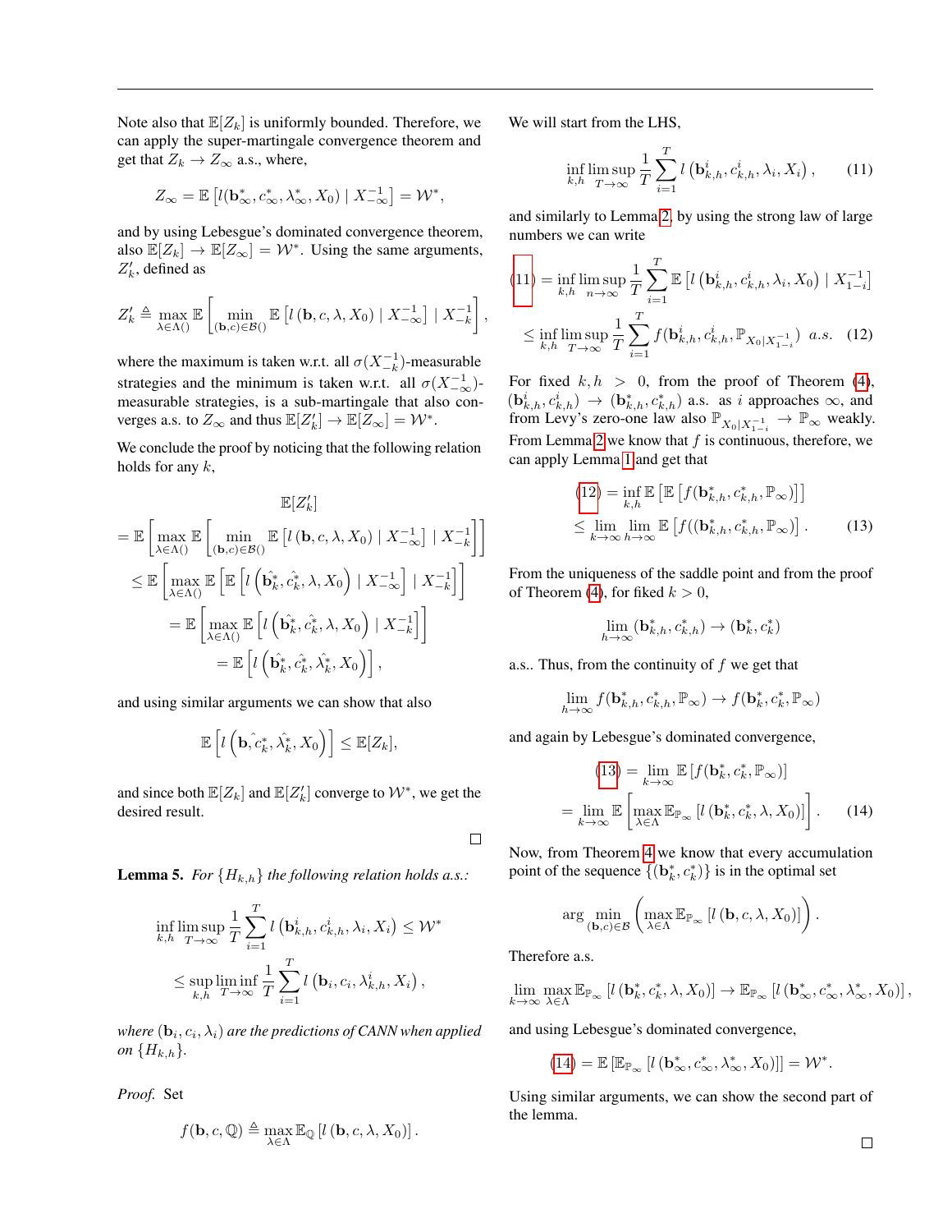Note also that $\mathbb{E}[Z_k]$ is uniformly bounded. Therefore, we can apply the super-martingale convergence theorem and get that $Z_k \to Z_\infty$ a.s., where,

$$Z_\infty = \mathbb{E}\left[l(\mathbf{b}^*_\infty, c^*_\infty, \lambda^*_\infty, X_0) \mid X^{-1}_{-\infty}\right] = \mathcal{W}^*,$$

and by using Lebesgue's dominated convergence theorem, also $\mathbb{E}[Z_k] \to \mathbb{E}[Z_\infty] = \mathcal{W}^*$. Using the same arguments, $Z'_k$, defined as

$$Z'_k \triangleq \max_{\lambda\in\Lambda()} \mathbb{E}\left[\min_{(\mathbf{b},c)\in\mathcal{B}()} \mathbb{E}\left[l\left(\mathbf{b}, c, \lambda, X_0\right) \mid X^{-1}_{-\infty}\right] \mid X^{-1}_{-k}\right],$$

where the maximum is taken w.r.t. all $\sigma(X^{-1}_{-k})$-measurable strategies and the minimum is taken w.r.t. all $\sigma(X^{-1}_{-\infty})$-measurable strategies, is a sub-martingale that also converges a.s. to $Z_\infty$ and thus $\mathbb{E}[Z'_k] \to \mathbb{E}[Z_\infty] = \mathcal{W}^*$.

We conclude the proof by noticing that the following relation holds for any $k$,

$$\begin{aligned}
&\mathbb{E}[Z'_k] \\
&= \mathbb{E}\left[\max_{\lambda\in\Lambda()} \mathbb{E}\left[\min_{(\mathbf{b},c)\in\mathcal{B}()} \mathbb{E}\left[l\left(\mathbf{b}, c, \lambda, X_0\right) \mid X^{-1}_{-\infty}\right] \mid X^{-1}_{-k}\right]\right] \\
&\leq \mathbb{E}\left[\max_{\lambda\in\Lambda()} \mathbb{E}\left[\mathbb{E}\left[l\left(\hat{\mathbf{b}}^*_k, \hat{c}^*_k, \lambda, X_0\right) \mid X^{-1}_{-\infty}\right] \mid X^{-1}_{-k}\right]\right] \\
&= \mathbb{E}\left[\max_{\lambda\in\Lambda()} \mathbb{E}\left[l\left(\hat{\mathbf{b}}^*_k, \hat{c}^*_k, \lambda, X_0\right) \mid X^{-1}_{-k}\right]\right] \\
&= \mathbb{E}\left[l\left(\hat{\mathbf{b}}^*_k, \hat{c}^*_k, \hat{\lambda}^*_k, X_0\right)\right],
\end{aligned}$$

and using similar arguments we can show that also

$$\mathbb{E}\left[l\left(\mathbf{b}, \hat{c}^*_k, \hat{\lambda}^*_k, X_0\right)\right] \leq \mathbb{E}[Z_k],$$

and since both $\mathbb{E}[Z_k]$ and $\mathbb{E}[Z'_k]$ converge to $\mathcal{W}^*$, we get the desired result. □

**Lemma 5.** *For $\{H_{k,h}\}$ the following relation holds a.s.:*

$$\begin{aligned}
&\inf_{k,h} \limsup_{T\to\infty} \frac{1}{T}\sum_{i=1}^{T} l\left(\mathbf{b}^i_{k,h}, c^i_{k,h}, \lambda_i, X_i\right) \leq \mathcal{W}^* \\
&\leq \sup_{k,h} \liminf_{T\to\infty} \frac{1}{T}\sum_{i=1}^{T} l\left(\mathbf{b}_i, c_i, \lambda^i_{k,h}, X_i\right),
\end{aligned}$$

*where $(\mathbf{b}_i, c_i, \lambda_i)$ are the predictions of CANN when applied on $\{H_{k,h}\}$.*

*Proof.* Set

$$f(\mathbf{b}, c, \mathbb{Q}) \triangleq \max_{\lambda\in\Lambda} \mathbb{E}_{\mathbb{Q}}\left[l\left(\mathbf{b}, c, \lambda, X_0\right)\right].$$

We will start from the LHS,

$$\inf_{k,h} \limsup_{T\to\infty} \frac{1}{T}\sum_{i=1}^{T} l\left(\mathbf{b}^i_{k,h}, c^i_{k,h}, \lambda_i, X_i\right), \tag{11}$$

and similarly to Lemma 2, by using the strong law of large numbers we can write

$$\begin{aligned}
(11) &= \inf_{k,h} \limsup_{n\to\infty} \frac{1}{T}\sum_{i=1}^{T} \mathbb{E}\left[l\left(\mathbf{b}^i_{k,h}, c^i_{k,h}, \lambda_i, X_0\right) \mid X^{-1}_{1-i}\right] \\
&\leq \inf_{k,h} \limsup_{T\to\infty} \frac{1}{T}\sum_{i=1}^{T} f(\mathbf{b}^i_{k,h}, c^i_{k,h}, \mathbb{P}_{X_0|X^{-1}_{1-i}}) \;\; a.s. \quad (12)
\end{aligned}$$

For fixed $k, h > 0$, from the proof of Theorem (4), $(\mathbf{b}^i_{k,h}, c^i_{k,h}) \to (\mathbf{b}^*_{k,h}, c^*_{k,h})$ a.s. as $i$ approaches $\infty$, and from Levy's zero-one law also $\mathbb{P}_{X_0|X^{-1}_{1-i}} \to \mathbb{P}_\infty$ weakly. From Lemma 2 we know that $f$ is continuous, therefore, we can apply Lemma 1 and get that

$$\begin{aligned}
(12) &= \inf_{k,h} \mathbb{E}\left[\mathbb{E}\left[f(\mathbf{b}^*_{k,h}, c^*_{k,h}, \mathbb{P}_\infty)\right]\right] \\
&\leq \lim_{k\to\infty} \lim_{h\to\infty} \mathbb{E}\left[f((\mathbf{b}^*_{k,h}, c^*_{k,h}, \mathbb{P}_\infty)\right]. \quad (13)
\end{aligned}$$

From the uniqueness of the saddle point and from the proof of Theorem (4), for fiked $k > 0$,

$$\lim_{h\to\infty} (\mathbf{b}^*_{k,h}, c^*_{k,h}) \to (\mathbf{b}^*_k, c^*_k)$$

a.s.. Thus, from the continuity of $f$ we get that

$$\lim_{h\to\infty} f(\mathbf{b}^*_{k,h}, c^*_{k,h}, \mathbb{P}_\infty) \to f(\mathbf{b}^*_k, c^*_k, \mathbb{P}_\infty)$$

and again by Lebesgue's dominated convergence,

$$\begin{aligned}
(13) &= \lim_{k\to\infty} \mathbb{E}\left[f(\mathbf{b}^*_k, c^*_k, \mathbb{P}_\infty)\right] \\
&= \lim_{k\to\infty} \mathbb{E}\left[\max_{\lambda\in\Lambda} \mathbb{E}_{\mathbb{P}_\infty}\left[l\left(\mathbf{b}^*_k, c^*_k, \lambda, X_0\right)\right]\right]. \quad (14)
\end{aligned}$$

Now, from Theorem 4 we know that every accumulation point of the sequence $\{(\mathbf{b}^*_k, c^*_k)\}$ is in the optimal set

$$\arg\min_{(\mathbf{b},c)\in\mathcal{B}} \left(\max_{\lambda\in\Lambda} \mathbb{E}_{\mathbb{P}_\infty}\left[l\left(\mathbf{b}, c, \lambda, X_0\right)\right]\right).$$

Therefore a.s.

$$\lim_{k\to\infty} \max_{\lambda\in\Lambda} \mathbb{E}_{\mathbb{P}_\infty}\left[l\left(\mathbf{b}^*_k, c^*_k, \lambda, X_0\right)\right] \to \mathbb{E}_{\mathbb{P}_\infty}\left[l\left(\mathbf{b}^*_\infty, c^*_\infty, \lambda^*_\infty, X_0\right)\right],$$

and using Lebesgue's dominated convergence,

$$(14) = \mathbb{E}\left[\mathbb{E}_{\mathbb{P}_\infty}\left[l\left(\mathbf{b}^*_\infty, c^*_\infty, \lambda^*_\infty, X_0\right)\right]\right] = \mathcal{W}^*.$$

Using similar arguments, we can show the second part of the lemma. □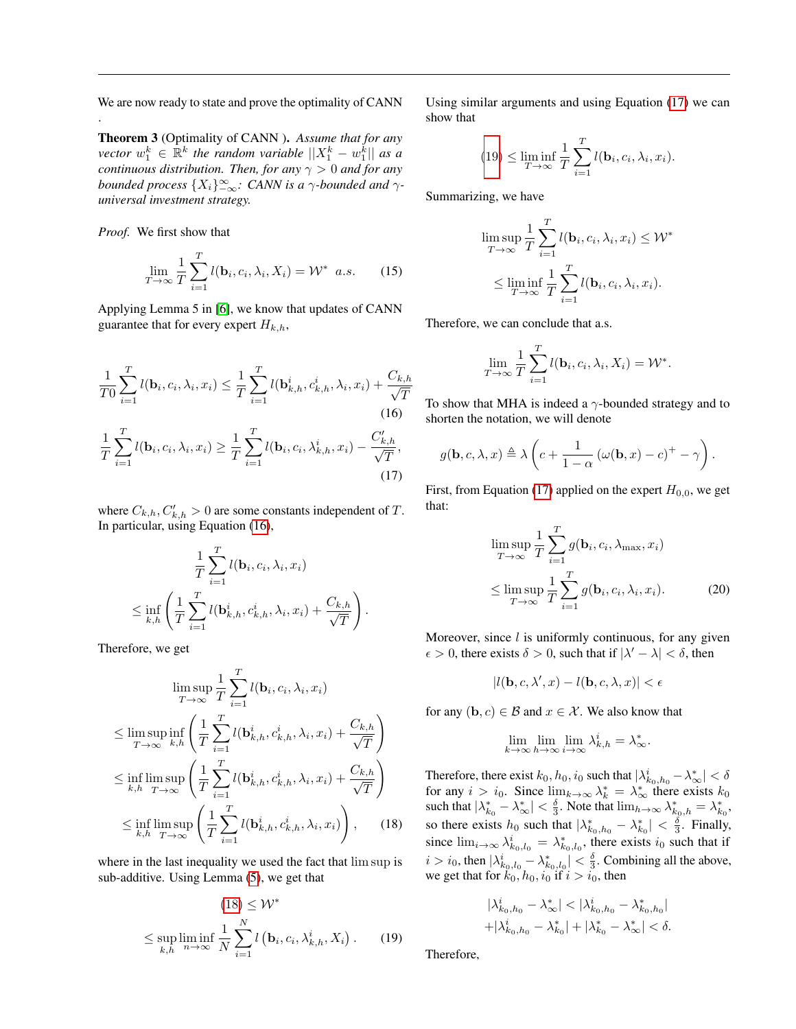We are now ready to state and prove the optimality of CANN .

**Theorem 3** (Optimality of CANN ). *Assume that for any vector $w_1^k \in \mathbb{R}^k$ the random variable $||X_1^k - w_1^k||$ as a continuous distribution. Then, for any $\gamma > 0$ and for any bounded process $\{X_i\}_{-\infty}^{\infty}$: CANN is a $\gamma$-bounded and $\gamma$-universal investment strategy.*

*Proof.* We first show that

$$\lim_{T\to\infty} \frac{1}{T} \sum_{i=1}^{T} l(\mathbf{b}_i, c_i, \lambda_i, X_i) = \mathcal{W}^* \;\; a.s. \tag{15}$$

Applying Lemma 5 in [6], we know that updates of CANN guarantee that for every expert $H_{k,h}$,

$$\frac{1}{T0} \sum_{i=1}^{T} l(\mathbf{b}_i, c_i, \lambda_i, x_i) \leq \frac{1}{T} \sum_{i=1}^{T} l(\mathbf{b}_{k,h}^i, c_{k,h}^i, \lambda_i, x_i) + \frac{C_{k,h}}{\sqrt{T}} \tag{16}$$

$$\frac{1}{T} \sum_{i=1}^{T} l(\mathbf{b}_i, c_i, \lambda_i, x_i) \geq \frac{1}{T} \sum_{i=1}^{T} l(\mathbf{b}_i, c_i, \lambda_{k,h}^i, x_i) - \frac{C'_{k,h}}{\sqrt{T}}, \tag{17}$$

where $C_{k,h}, C'_{k,h} > 0$ are some constants independent of $T$. In particular, using Equation (16),

$$\frac{1}{T} \sum_{i=1}^{T} l(\mathbf{b}_i, c_i, \lambda_i, x_i) \leq \inf_{k,h} \left( \frac{1}{T} \sum_{i=1}^{T} l(\mathbf{b}_{k,h}^i, c_{k,h}^i, \lambda_i, x_i) + \frac{C_{k,h}}{\sqrt{T}} \right).$$

Therefore, we get

$$\begin{aligned}
&\limsup_{T\to\infty} \frac{1}{T} \sum_{i=1}^{T} l(\mathbf{b}_i, c_i, \lambda_i, x_i) \\
&\leq \limsup_{T\to\infty} \inf_{k,h} \left( \frac{1}{T} \sum_{i=1}^{T} l(\mathbf{b}_{k,h}^i, c_{k,h}^i, \lambda_i, x_i) + \frac{C_{k,h}}{\sqrt{T}} \right) \\
&\leq \inf_{k,h} \limsup_{T\to\infty} \left( \frac{1}{T} \sum_{i=1}^{T} l(\mathbf{b}_{k,h}^i, c_{k,h}^i, \lambda_i, x_i) + \frac{C_{k,h}}{\sqrt{T}} \right) \\
&\leq \inf_{k,h} \limsup_{T\to\infty} \left( \frac{1}{T} \sum_{i=1}^{T} l(\mathbf{b}_{k,h}^i, c_{k,h}^i, \lambda_i, x_i) \right),
\end{aligned} \tag{18}$$

where in the last inequality we used the fact that lim sup is sub-additive. Using Lemma (5), we get that

$$\begin{aligned}
(18) &\leq \mathcal{W}^* \\
&\leq \sup_{k,h} \liminf_{n\to\infty} \frac{1}{N} \sum_{i=1}^{N} l\left(\mathbf{b}_i, c_i, \lambda_{k,h}^i, X_i\right).
\end{aligned} \tag{19}$$

Using similar arguments and using Equation (17) we can show that

$$(19) \leq \liminf_{T\to\infty} \frac{1}{T} \sum_{i=1}^{T} l(\mathbf{b}_i, c_i, \lambda_i, x_i).$$

Summarizing, we have

$$\begin{aligned}
&\limsup_{T\to\infty} \frac{1}{T} \sum_{i=1}^{T} l(\mathbf{b}_i, c_i, \lambda_i, x_i) \leq \mathcal{W}^* \\
&\leq \liminf_{T\to\infty} \frac{1}{T} \sum_{i=1}^{T} l(\mathbf{b}_i, c_i, \lambda_i, x_i).
\end{aligned}$$

Therefore, we can conclude that a.s.

$$\lim_{T\to\infty} \frac{1}{T} \sum_{i=1}^{T} l(\mathbf{b}_i, c_i, \lambda_i, X_i) = \mathcal{W}^*.$$

To show that MHA is indeed a $\gamma$-bounded strategy and to shorten the notation, we will denote

$$g(\mathbf{b}, c, \lambda, x) \triangleq \lambda \left( c + \frac{1}{1-\alpha} \left(\omega(\mathbf{b}, x) - c\right)^+ - \gamma \right).$$

First, from Equation (17) applied on the expert $H_{0,0}$, we get that:

$$\begin{aligned}
&\limsup_{T\to\infty} \frac{1}{T} \sum_{i=1}^{T} g(\mathbf{b}_i, c_i, \lambda_{\max}, x_i) \\
&\leq \limsup_{T\to\infty} \frac{1}{T} \sum_{i=1}^{T} g(\mathbf{b}_i, c_i, \lambda_i, x_i).
\end{aligned} \tag{20}$$

Moreover, since $l$ is uniformly continuous, for any given $\epsilon > 0$, there exists $\delta > 0$, such that if $|\lambda' - \lambda| < \delta$, then

$$|l(\mathbf{b}, c, \lambda', x) - l(\mathbf{b}, c, \lambda, x)| < \epsilon$$

for any $(\mathbf{b}, c) \in \mathcal{B}$ and $x \in \mathcal{X}$. We also know that

$$\lim_{k\to\infty} \lim_{h\to\infty} \lim_{i\to\infty} \lambda_{k,h}^i = \lambda_\infty^*.$$

Therefore, there exist $k_0, h_0, i_0$ such that $|\lambda_{k_0,h_0}^i - \lambda_\infty^*| < \delta$ for any $i > i_0$. Since $\lim_{k\to\infty} \lambda_k^* = \lambda_\infty^*$ there exists $k_0$ such that $|\lambda_{k_0}^* - \lambda_\infty^*| < \frac{\delta}{3}$. Note that $\lim_{h\to\infty} \lambda_{k_0,h}^* = \lambda_{k_0}^*$, so there exists $h_0$ such that $|\lambda_{k_0,h_0}^* - \lambda_{k_0}^*| < \frac{\delta}{3}$. Finally, since $\lim_{i\to\infty} \lambda_{k_0,l_0}^i = \lambda_{k_0,l_0}^*$, there exists $i_0$ such that if $i > i_0$, then $|\lambda_{k_0,l_0}^i - \lambda_{k_0,l_0}^*| < \frac{\delta}{3}$. Combining all the above, we get that for $k_0, h_0, i_0$ if $i > i_0$, then

$$\begin{aligned}
|\lambda_{k_0,h_0}^i - \lambda_\infty^*| &< |\lambda_{k_0,h_0}^i - \lambda_{k_0,h_0}^*| \\
&+ |\lambda_{k_0,h_0}^i - \lambda_{k_0}^*| + |\lambda_{k_0}^* - \lambda_\infty^*| < \delta.
\end{aligned}$$

Therefore,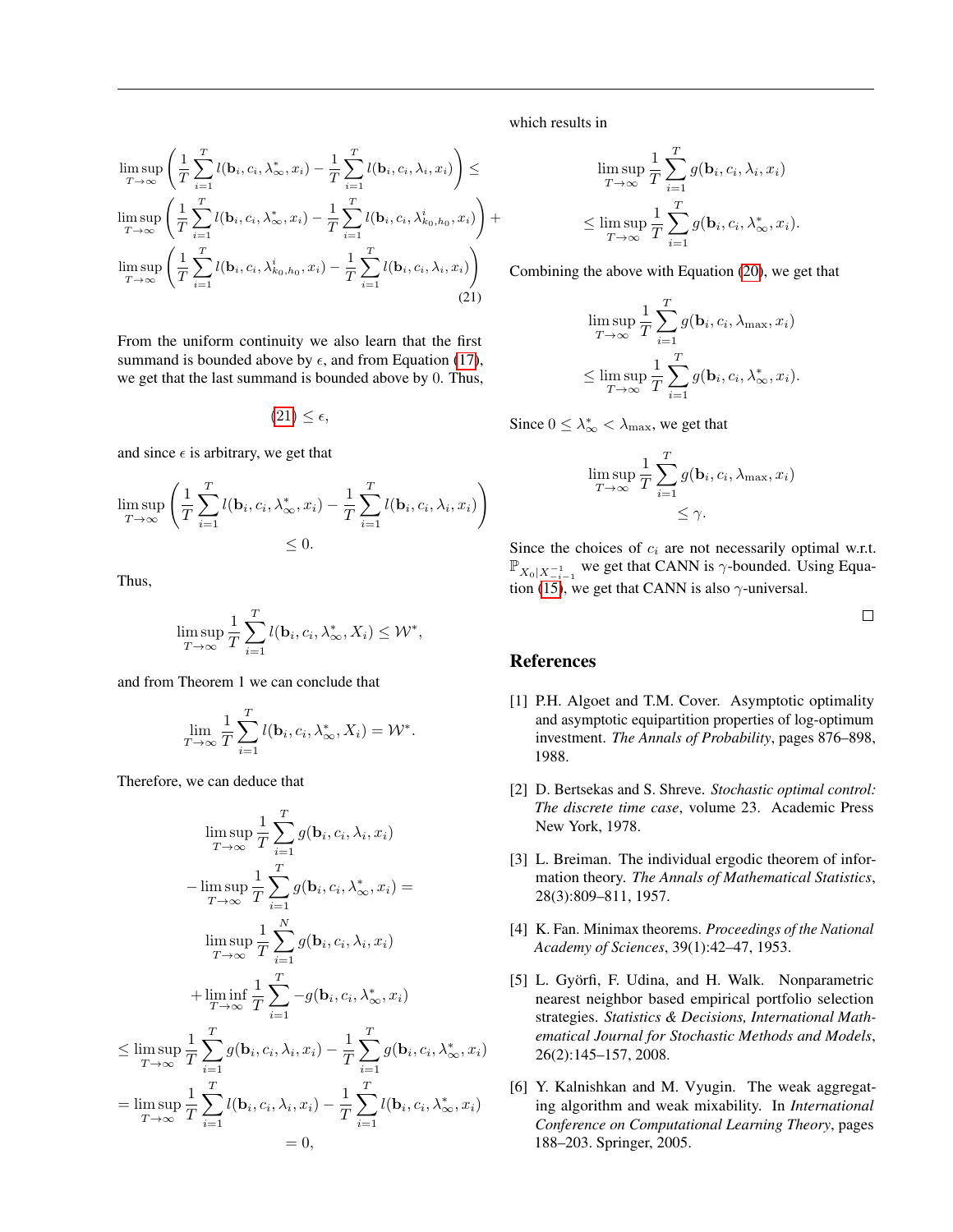$$
\begin{aligned}
&\limsup_{T\to\infty}\left(\frac{1}{T}\sum_{i=1}^{T} l(\mathbf{b}_i, c_i, \lambda^*_\infty, x_i) - \frac{1}{T}\sum_{i=1}^{T} l(\mathbf{b}_i, c_i, \lambda_i, x_i)\right) \leq \\
&\limsup_{T\to\infty}\left(\frac{1}{T}\sum_{i=1}^{T} l(\mathbf{b}_i, c_i, \lambda^*_\infty, x_i) - \frac{1}{T}\sum_{i=1}^{T} l(\mathbf{b}_i, c_i, \lambda^i_{k_0,h_0}, x_i)\right) + \\
&\limsup_{T\to\infty}\left(\frac{1}{T}\sum_{i=1}^{T} l(\mathbf{b}_i, c_i, \lambda^i_{k_0,h_0}, x_i) - \frac{1}{T}\sum_{i=1}^{T} l(\mathbf{b}_i, c_i, \lambda_i, x_i)\right)
\end{aligned} \tag{21}
$$

From the uniform continuity we also learn that the first summand is bounded above by $\epsilon$, and from Equation (17), we get that the last summand is bounded above by 0. Thus,

$$
(21) \leq \epsilon,
$$

and since $\epsilon$ is arbitrary, we get that

$$
\limsup_{T\to\infty}\left(\frac{1}{T}\sum_{i=1}^{T} l(\mathbf{b}_i, c_i, \lambda^*_\infty, x_i) - \frac{1}{T}\sum_{i=1}^{T} l(\mathbf{b}_i, c_i, \lambda_i, x_i)\right) \leq 0.
$$

Thus,

$$
\limsup_{T\to\infty}\frac{1}{T}\sum_{i=1}^{T} l(\mathbf{b}_i, c_i, \lambda^*_\infty, X_i) \leq \mathcal{W}^*,
$$

and from Theorem 1 we can conclude that

$$
\lim_{T\to\infty}\frac{1}{T}\sum_{i=1}^{T} l(\mathbf{b}_i, c_i, \lambda^*_\infty, X_i) = \mathcal{W}^*.
$$

Therefore, we can deduce that

$$
\begin{aligned}
&\limsup_{T\to\infty}\frac{1}{T}\sum_{i=1}^{T} g(\mathbf{b}_i, c_i, \lambda_i, x_i) \\
&- \limsup_{T\to\infty}\frac{1}{T}\sum_{i=1}^{T} g(\mathbf{b}_i, c_i, \lambda^*_\infty, x_i) = \\
&\limsup_{T\to\infty}\frac{1}{T}\sum_{i=1}^{N} g(\mathbf{b}_i, c_i, \lambda_i, x_i) \\
&+ \liminf_{T\to\infty}\frac{1}{T}\sum_{i=1}^{T} -g(\mathbf{b}_i, c_i, \lambda^*_\infty, x_i) \\
&\leq \limsup_{T\to\infty}\frac{1}{T}\sum_{i=1}^{T} g(\mathbf{b}_i, c_i, \lambda_i, x_i) - \frac{1}{T}\sum_{i=1}^{T} g(\mathbf{b}_i, c_i, \lambda^*_\infty, x_i) \\
&= \limsup_{T\to\infty}\frac{1}{T}\sum_{i=1}^{T} l(\mathbf{b}_i, c_i, \lambda_i, x_i) - \frac{1}{T}\sum_{i=1}^{T} l(\mathbf{b}_i, c_i, \lambda^*_\infty, x_i) \\
&= 0,
\end{aligned}
$$

which results in

$$
\begin{aligned}
&\limsup_{T\to\infty}\frac{1}{T}\sum_{i=1}^{T} g(\mathbf{b}_i, c_i, \lambda_i, x_i) \\
&\leq \limsup_{T\to\infty}\frac{1}{T}\sum_{i=1}^{T} g(\mathbf{b}_i, c_i, \lambda^*_\infty, x_i).
\end{aligned}
$$

Combining the above with Equation (20), we get that

$$
\begin{aligned}
&\limsup_{T\to\infty}\frac{1}{T}\sum_{i=1}^{T} g(\mathbf{b}_i, c_i, \lambda_{\max}, x_i) \\
&\leq \limsup_{T\to\infty}\frac{1}{T}\sum_{i=1}^{T} g(\mathbf{b}_i, c_i, \lambda^*_\infty, x_i).
\end{aligned}
$$

Since $0 \leq \lambda^*_\infty < \lambda_{\max}$, we get that

$$
\begin{aligned}
&\limsup_{T\to\infty}\frac{1}{T}\sum_{i=1}^{T} g(\mathbf{b}_i, c_i, \lambda_{\max}, x_i) \\
&\leq \gamma.
\end{aligned}
$$

Since the choices of $c_i$ are not necessarily optimal w.r.t. $\mathbb{P}_{X_0|X^{-1}_{-i-1}}$ we get that CANN is $\gamma$-bounded. Using Equation (15), we get that CANN is also $\gamma$-universal.

□

## References

[1] P.H. Algoet and T.M. Cover. Asymptotic optimality and asymptotic equipartition properties of log-optimum investment. *The Annals of Probability*, pages 876–898, 1988.

[2] D. Bertsekas and S. Shreve. *Stochastic optimal control: The discrete time case*, volume 23. Academic Press New York, 1978.

[3] L. Breiman. The individual ergodic theorem of information theory. *The Annals of Mathematical Statistics*, 28(3):809–811, 1957.

[4] K. Fan. Minimax theorems. *Proceedings of the National Academy of Sciences*, 39(1):42–47, 1953.

[5] L. Györfi, F. Udina, and H. Walk. Nonparametric nearest neighbor based empirical portfolio selection strategies. *Statistics & Decisions, International Mathematical Journal for Stochastic Methods and Models*, 26(2):145–157, 2008.

[6] Y. Kalnishkan and M. Vyugin. The weak aggregating algorithm and weak mixability. In *International Conference on Computational Learning Theory*, pages 188–203. Springer, 2005.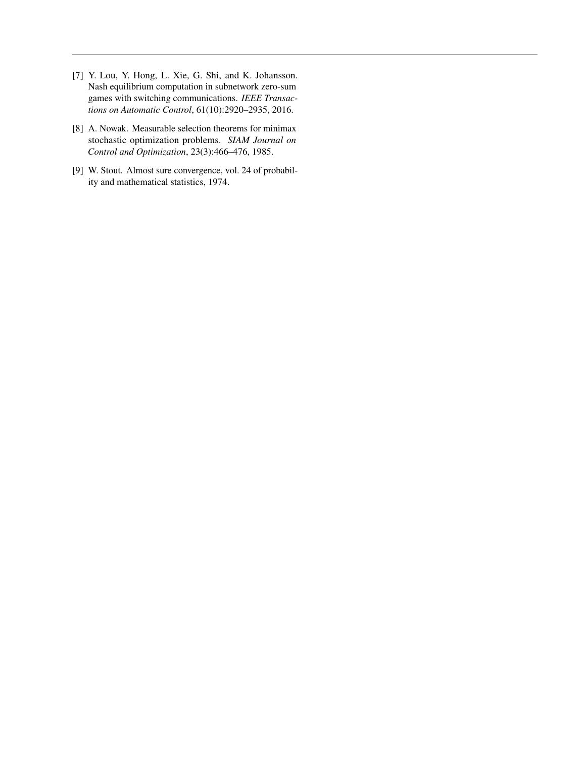[7] Y. Lou, Y. Hong, L. Xie, G. Shi, and K. Johansson. Nash equilibrium computation in subnetwork zero-sum games with switching communications. *IEEE Transactions on Automatic Control*, 61(10):2920–2935, 2016.

[8] A. Nowak. Measurable selection theorems for minimax stochastic optimization problems. *SIAM Journal on Control and Optimization*, 23(3):466–476, 1985.

[9] W. Stout. Almost sure convergence, vol. 24 of probability and mathematical statistics, 1974.